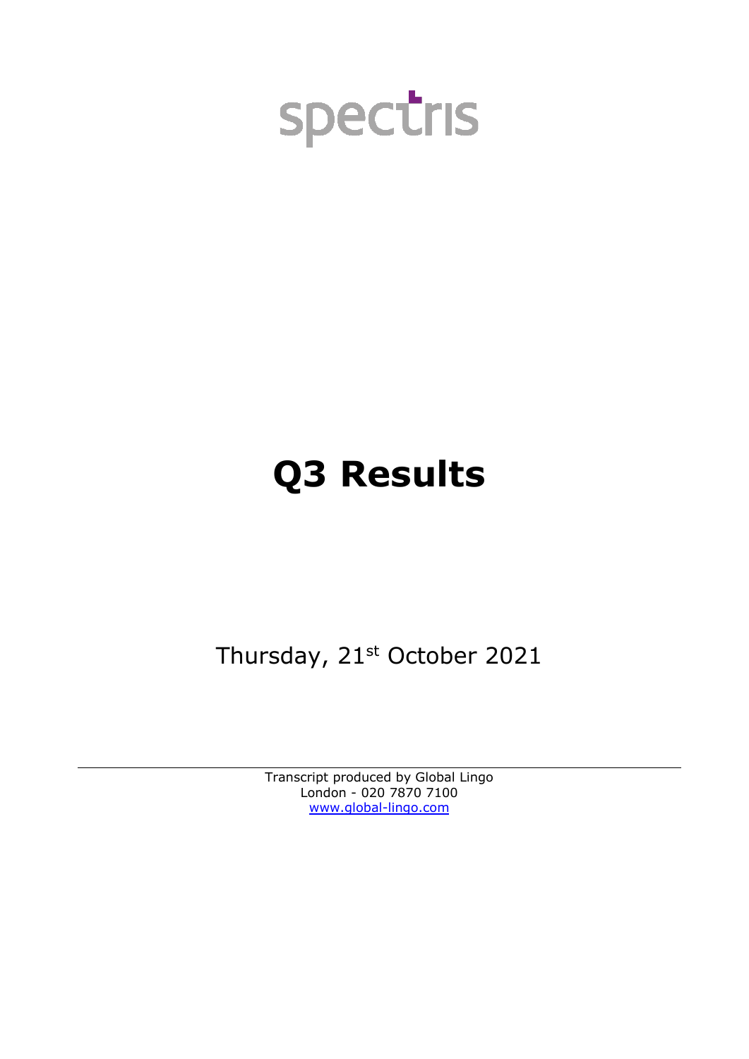spectris

# Q3 Results

Thursday, 21st October 2021

Transcript produced by Global Lingo
London - 020 7870 7100
www.global-lingo.com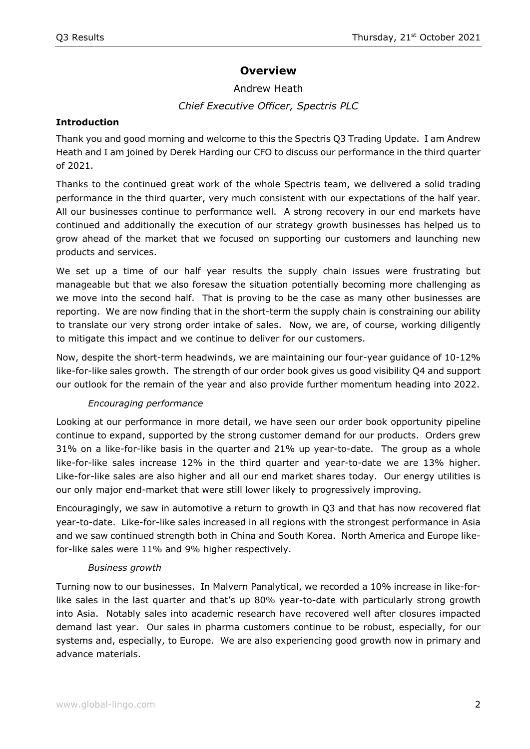# Overview

Andrew Heath

*Chief Executive Officer, Spectris PLC*

**Introduction**

Thank you and good morning and welcome to this the Spectris Q3 Trading Update. I am Andrew Heath and I am joined by Derek Harding our CFO to discuss our performance in the third quarter of 2021.

Thanks to the continued great work of the whole Spectris team, we delivered a solid trading performance in the third quarter, very much consistent with our expectations of the half year. All our businesses continue to performance well. A strong recovery in our end markets have continued and additionally the execution of our strategy growth businesses has helped us to grow ahead of the market that we focused on supporting our customers and launching new products and services.

We set up a time of our half year results the supply chain issues were frustrating but manageable but that we also foresaw the situation potentially becoming more challenging as we move into the second half. That is proving to be the case as many other businesses are reporting. We are now finding that in the short-term the supply chain is constraining our ability to translate our very strong order intake of sales. Now, we are, of course, working diligently to mitigate this impact and we continue to deliver for our customers.

Now, despite the short-term headwinds, we are maintaining our four-year guidance of 10-12% like-for-like sales growth. The strength of our order book gives us good visibility Q4 and support our outlook for the remain of the year and also provide further momentum heading into 2022.

*Encouraging performance*

Looking at our performance in more detail, we have seen our order book opportunity pipeline continue to expand, supported by the strong customer demand for our products. Orders grew 31% on a like-for-like basis in the quarter and 21% up year-to-date. The group as a whole like-for-like sales increase 12% in the third quarter and year-to-date we are 13% higher. Like-for-like sales are also higher and all our end market shares today. Our energy utilities is our only major end-market that were still lower likely to progressively improving.

Encouragingly, we saw in automotive a return to growth in Q3 and that has now recovered flat year-to-date. Like-for-like sales increased in all regions with the strongest performance in Asia and we saw continued strength both in China and South Korea. North America and Europe like-for-like sales were 11% and 9% higher respectively.

*Business growth*

Turning now to our businesses. In Malvern Panalytical, we recorded a 10% increase in like-for-like sales in the last quarter and that's up 80% year-to-date with particularly strong growth into Asia. Notably sales into academic research have recovered well after closures impacted demand last year. Our sales in pharma customers continue to be robust, especially, for our systems and, especially, to Europe. We are also experiencing good growth now in primary and advance materials.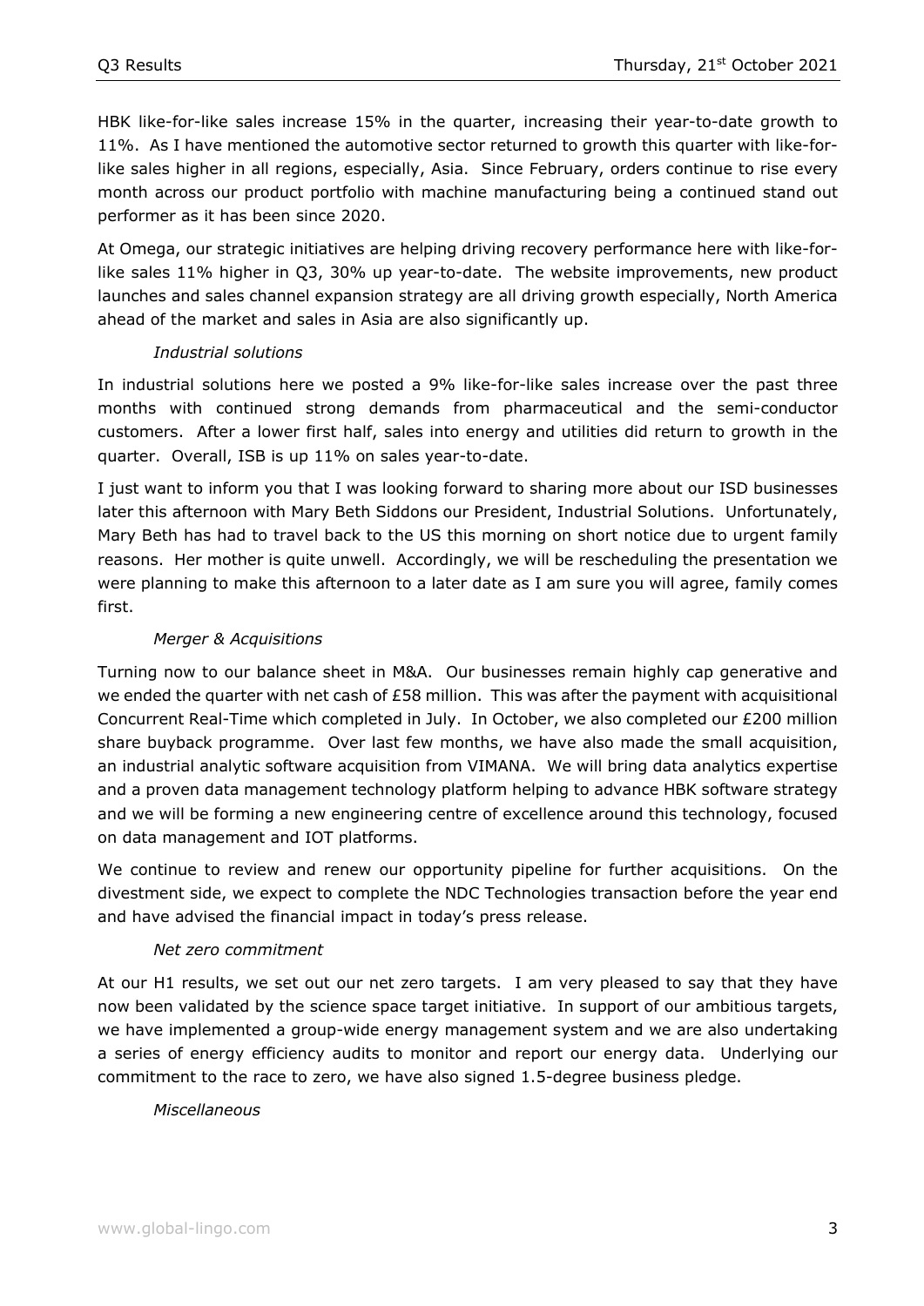HBK like-for-like sales increase 15% in the quarter, increasing their year-to-date growth to 11%. As I have mentioned the automotive sector returned to growth this quarter with like-for-like sales higher in all regions, especially, Asia. Since February, orders continue to rise every month across our product portfolio with machine manufacturing being a continued stand out performer as it has been since 2020.

At Omega, our strategic initiatives are helping driving recovery performance here with like-for-like sales 11% higher in Q3, 30% up year-to-date. The website improvements, new product launches and sales channel expansion strategy are all driving growth especially, North America ahead of the market and sales in Asia are also significantly up.

*Industrial solutions*

In industrial solutions here we posted a 9% like-for-like sales increase over the past three months with continued strong demands from pharmaceutical and the semi-conductor customers. After a lower first half, sales into energy and utilities did return to growth in the quarter. Overall, ISB is up 11% on sales year-to-date.

I just want to inform you that I was looking forward to sharing more about our ISD businesses later this afternoon with Mary Beth Siddons our President, Industrial Solutions. Unfortunately, Mary Beth has had to travel back to the US this morning on short notice due to urgent family reasons. Her mother is quite unwell. Accordingly, we will be rescheduling the presentation we were planning to make this afternoon to a later date as I am sure you will agree, family comes first.

*Merger & Acquisitions*

Turning now to our balance sheet in M&A. Our businesses remain highly cap generative and we ended the quarter with net cash of £58 million. This was after the payment with acquisitional Concurrent Real-Time which completed in July. In October, we also completed our £200 million share buyback programme. Over last few months, we have also made the small acquisition, an industrial analytic software acquisition from VIMANA. We will bring data analytics expertise and a proven data management technology platform helping to advance HBK software strategy and we will be forming a new engineering centre of excellence around this technology, focused on data management and IOT platforms.

We continue to review and renew our opportunity pipeline for further acquisitions. On the divestment side, we expect to complete the NDC Technologies transaction before the year end and have advised the financial impact in today's press release.

*Net zero commitment*

At our H1 results, we set out our net zero targets. I am very pleased to say that they have now been validated by the science space target initiative. In support of our ambitious targets, we have implemented a group-wide energy management system and we are also undertaking a series of energy efficiency audits to monitor and report our energy data. Underlying our commitment to the race to zero, we have also signed 1.5-degree business pledge.

*Miscellaneous*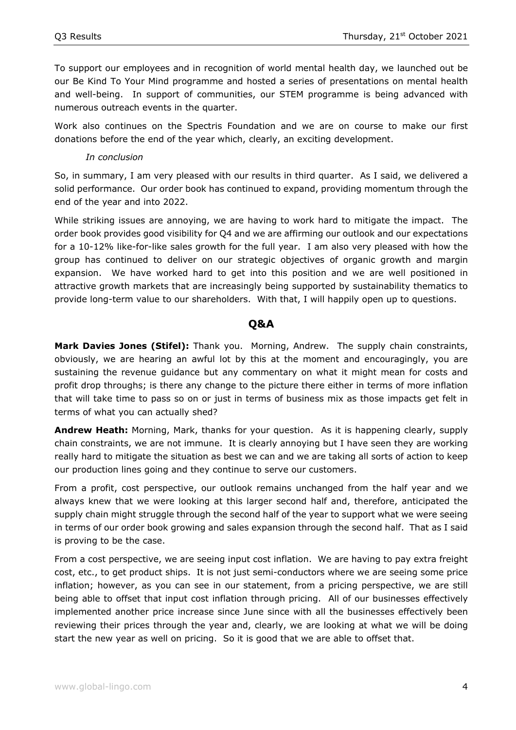To support our employees and in recognition of world mental health day, we launched out be our Be Kind To Your Mind programme and hosted a series of presentations on mental health and well-being. In support of communities, our STEM programme is being advanced with numerous outreach events in the quarter.

Work also continues on the Spectris Foundation and we are on course to make our first donations before the end of the year which, clearly, an exciting development.

*In conclusion*

So, in summary, I am very pleased with our results in third quarter. As I said, we delivered a solid performance. Our order book has continued to expand, providing momentum through the end of the year and into 2022.

While striking issues are annoying, we are having to work hard to mitigate the impact. The order book provides good visibility for Q4 and we are affirming our outlook and our expectations for a 10-12% like-for-like sales growth for the full year. I am also very pleased with how the group has continued to deliver on our strategic objectives of organic growth and margin expansion. We have worked hard to get into this position and we are well positioned in attractive growth markets that are increasingly being supported by sustainability thematics to provide long-term value to our shareholders. With that, I will happily open up to questions.

## Q&A

**Mark Davies Jones (Stifel):** Thank you. Morning, Andrew. The supply chain constraints, obviously, we are hearing an awful lot by this at the moment and encouragingly, you are sustaining the revenue guidance but any commentary on what it might mean for costs and profit drop throughs; is there any change to the picture there either in terms of more inflation that will take time to pass so on or just in terms of business mix as those impacts get felt in terms of what you can actually shed?

**Andrew Heath:** Morning, Mark, thanks for your question. As it is happening clearly, supply chain constraints, we are not immune. It is clearly annoying but I have seen they are working really hard to mitigate the situation as best we can and we are taking all sorts of action to keep our production lines going and they continue to serve our customers.

From a profit, cost perspective, our outlook remains unchanged from the half year and we always knew that we were looking at this larger second half and, therefore, anticipated the supply chain might struggle through the second half of the year to support what we were seeing in terms of our order book growing and sales expansion through the second half. That as I said is proving to be the case.

From a cost perspective, we are seeing input cost inflation. We are having to pay extra freight cost, etc., to get product ships. It is not just semi-conductors where we are seeing some price inflation; however, as you can see in our statement, from a pricing perspective, we are still being able to offset that input cost inflation through pricing. All of our businesses effectively implemented another price increase since June since with all the businesses effectively been reviewing their prices through the year and, clearly, we are looking at what we will be doing start the new year as well on pricing. So it is good that we are able to offset that.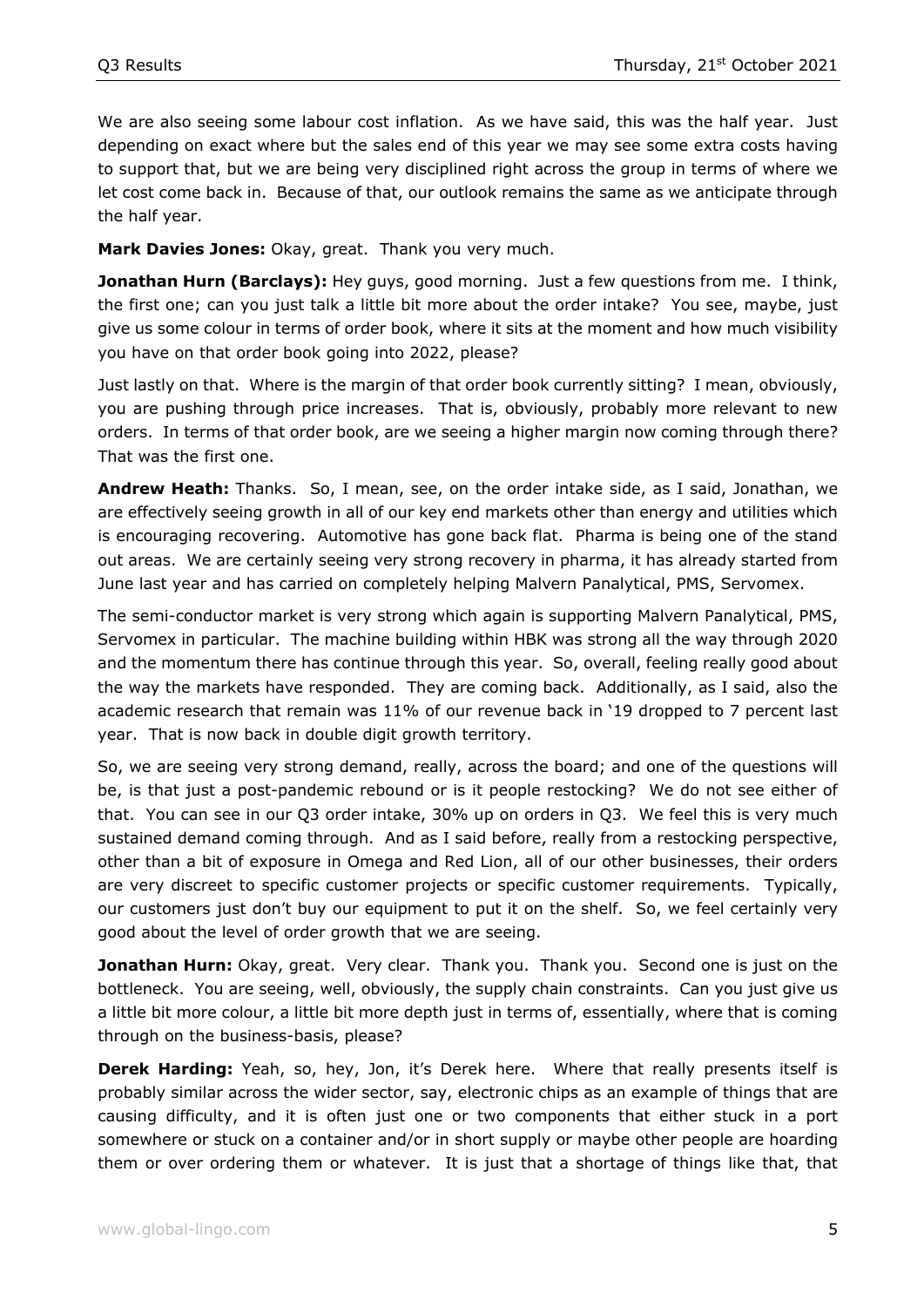We are also seeing some labour cost inflation. As we have said, this was the half year. Just depending on exact where but the sales end of this year we may see some extra costs having to support that, but we are being very disciplined right across the group in terms of where we let cost come back in. Because of that, our outlook remains the same as we anticipate through the half year.

**Mark Davies Jones:** Okay, great. Thank you very much.

**Jonathan Hurn (Barclays):** Hey guys, good morning. Just a few questions from me. I think, the first one; can you just talk a little bit more about the order intake? You see, maybe, just give us some colour in terms of order book, where it sits at the moment and how much visibility you have on that order book going into 2022, please?

Just lastly on that. Where is the margin of that order book currently sitting? I mean, obviously, you are pushing through price increases. That is, obviously, probably more relevant to new orders. In terms of that order book, are we seeing a higher margin now coming through there? That was the first one.

**Andrew Heath:** Thanks. So, I mean, see, on the order intake side, as I said, Jonathan, we are effectively seeing growth in all of our key end markets other than energy and utilities which is encouraging recovering. Automotive has gone back flat. Pharma is being one of the stand out areas. We are certainly seeing very strong recovery in pharma, it has already started from June last year and has carried on completely helping Malvern Panalytical, PMS, Servomex.

The semi-conductor market is very strong which again is supporting Malvern Panalytical, PMS, Servomex in particular. The machine building within HBK was strong all the way through 2020 and the momentum there has continue through this year. So, overall, feeling really good about the way the markets have responded. They are coming back. Additionally, as I said, also the academic research that remain was 11% of our revenue back in '19 dropped to 7 percent last year. That is now back in double digit growth territory.

So, we are seeing very strong demand, really, across the board; and one of the questions will be, is that just a post-pandemic rebound or is it people restocking? We do not see either of that. You can see in our Q3 order intake, 30% up on orders in Q3. We feel this is very much sustained demand coming through. And as I said before, really from a restocking perspective, other than a bit of exposure in Omega and Red Lion, all of our other businesses, their orders are very discreet to specific customer projects or specific customer requirements. Typically, our customers just don't buy our equipment to put it on the shelf. So, we feel certainly very good about the level of order growth that we are seeing.

**Jonathan Hurn:** Okay, great. Very clear. Thank you. Thank you. Second one is just on the bottleneck. You are seeing, well, obviously, the supply chain constraints. Can you just give us a little bit more colour, a little bit more depth just in terms of, essentially, where that is coming through on the business-basis, please?

**Derek Harding:** Yeah, so, hey, Jon, it's Derek here. Where that really presents itself is probably similar across the wider sector, say, electronic chips as an example of things that are causing difficulty, and it is often just one or two components that either stuck in a port somewhere or stuck on a container and/or in short supply or maybe other people are hoarding them or over ordering them or whatever. It is just that a shortage of things like that, that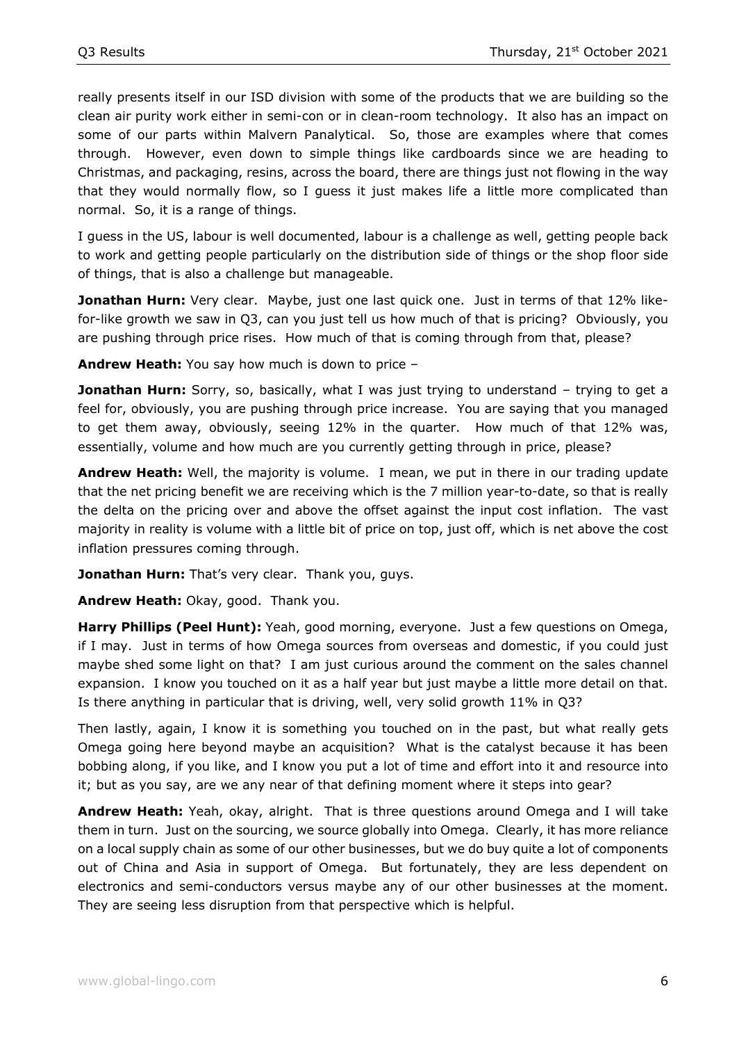really presents itself in our ISD division with some of the products that we are building so the clean air purity work either in semi-con or in clean-room technology. It also has an impact on some of our parts within Malvern Panalytical. So, those are examples where that comes through. However, even down to simple things like cardboards since we are heading to Christmas, and packaging, resins, across the board, there are things just not flowing in the way that they would normally flow, so I guess it just makes life a little more complicated than normal. So, it is a range of things.

I guess in the US, labour is well documented, labour is a challenge as well, getting people back to work and getting people particularly on the distribution side of things or the shop floor side of things, that is also a challenge but manageable.

**Jonathan Hurn:** Very clear. Maybe, just one last quick one. Just in terms of that 12% like-for-like growth we saw in Q3, can you just tell us how much of that is pricing? Obviously, you are pushing through price rises. How much of that is coming through from that, please?

**Andrew Heath:** You say how much is down to price –

**Jonathan Hurn:** Sorry, so, basically, what I was just trying to understand – trying to get a feel for, obviously, you are pushing through price increase. You are saying that you managed to get them away, obviously, seeing 12% in the quarter. How much of that 12% was, essentially, volume and how much are you currently getting through in price, please?

**Andrew Heath:** Well, the majority is volume. I mean, we put in there in our trading update that the net pricing benefit we are receiving which is the 7 million year-to-date, so that is really the delta on the pricing over and above the offset against the input cost inflation. The vast majority in reality is volume with a little bit of price on top, just off, which is net above the cost inflation pressures coming through.

**Jonathan Hurn:** That's very clear. Thank you, guys.

**Andrew Heath:** Okay, good. Thank you.

**Harry Phillips (Peel Hunt):** Yeah, good morning, everyone. Just a few questions on Omega, if I may. Just in terms of how Omega sources from overseas and domestic, if you could just maybe shed some light on that? I am just curious around the comment on the sales channel expansion. I know you touched on it as a half year but just maybe a little more detail on that. Is there anything in particular that is driving, well, very solid growth 11% in Q3?

Then lastly, again, I know it is something you touched on in the past, but what really gets Omega going here beyond maybe an acquisition? What is the catalyst because it has been bobbing along, if you like, and I know you put a lot of time and effort into it and resource into it; but as you say, are we any near of that defining moment where it steps into gear?

**Andrew Heath:** Yeah, okay, alright. That is three questions around Omega and I will take them in turn. Just on the sourcing, we source globally into Omega. Clearly, it has more reliance on a local supply chain as some of our other businesses, but we do buy quite a lot of components out of China and Asia in support of Omega. But fortunately, they are less dependent on electronics and semi-conductors versus maybe any of our other businesses at the moment. They are seeing less disruption from that perspective which is helpful.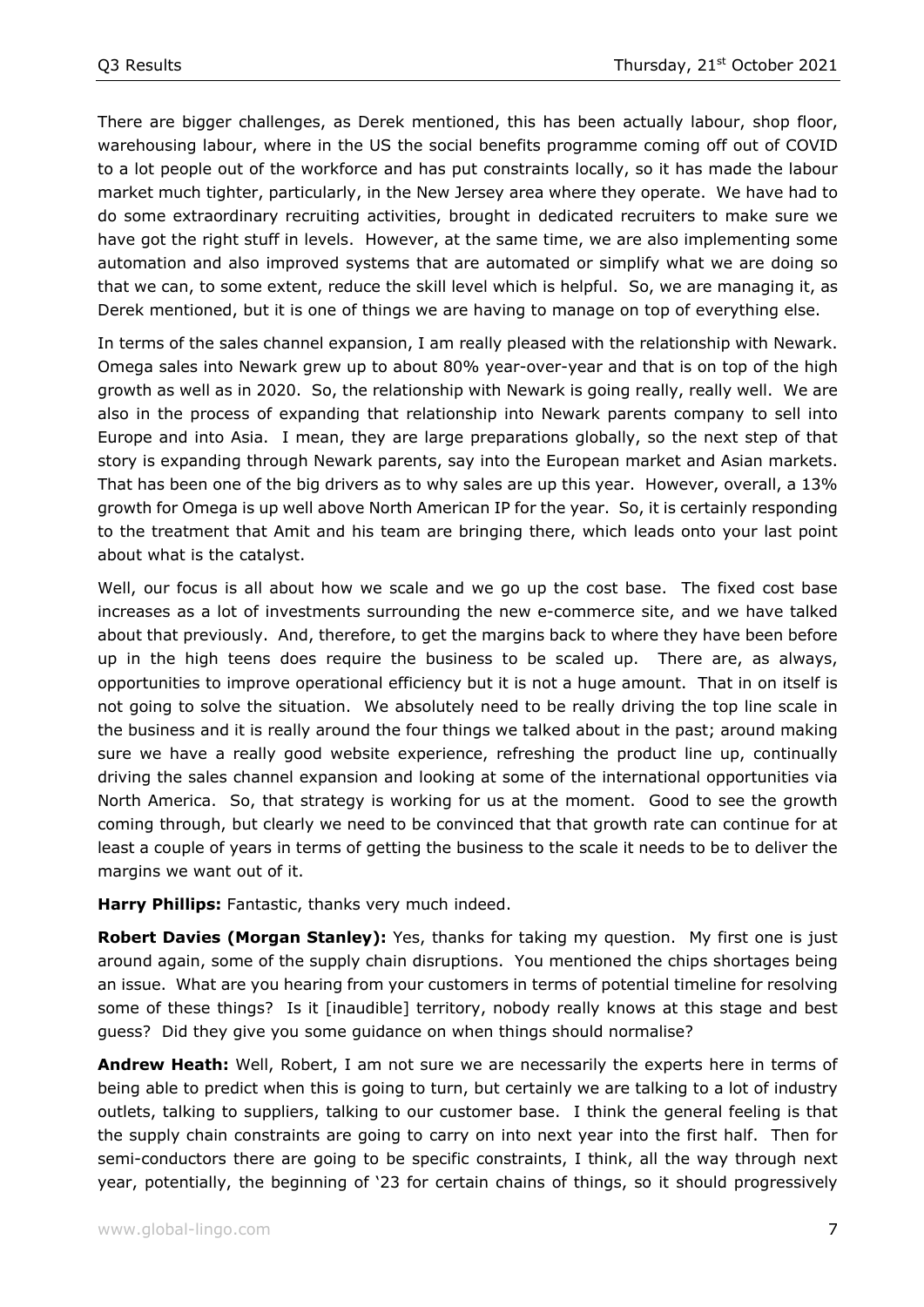There are bigger challenges, as Derek mentioned, this has been actually labour, shop floor, warehousing labour, where in the US the social benefits programme coming off out of COVID to a lot people out of the workforce and has put constraints locally, so it has made the labour market much tighter, particularly, in the New Jersey area where they operate. We have had to do some extraordinary recruiting activities, brought in dedicated recruiters to make sure we have got the right stuff in levels. However, at the same time, we are also implementing some automation and also improved systems that are automated or simplify what we are doing so that we can, to some extent, reduce the skill level which is helpful. So, we are managing it, as Derek mentioned, but it is one of things we are having to manage on top of everything else.

In terms of the sales channel expansion, I am really pleased with the relationship with Newark. Omega sales into Newark grew up to about 80% year-over-year and that is on top of the high growth as well as in 2020. So, the relationship with Newark is going really, really well. We are also in the process of expanding that relationship into Newark parents company to sell into Europe and into Asia. I mean, they are large preparations globally, so the next step of that story is expanding through Newark parents, say into the European market and Asian markets. That has been one of the big drivers as to why sales are up this year. However, overall, a 13% growth for Omega is up well above North American IP for the year. So, it is certainly responding to the treatment that Amit and his team are bringing there, which leads onto your last point about what is the catalyst.

Well, our focus is all about how we scale and we go up the cost base. The fixed cost base increases as a lot of investments surrounding the new e-commerce site, and we have talked about that previously. And, therefore, to get the margins back to where they have been before up in the high teens does require the business to be scaled up. There are, as always, opportunities to improve operational efficiency but it is not a huge amount. That in on itself is not going to solve the situation. We absolutely need to be really driving the top line scale in the business and it is really around the four things we talked about in the past; around making sure we have a really good website experience, refreshing the product line up, continually driving the sales channel expansion and looking at some of the international opportunities via North America. So, that strategy is working for us at the moment. Good to see the growth coming through, but clearly we need to be convinced that that growth rate can continue for at least a couple of years in terms of getting the business to the scale it needs to be to deliver the margins we want out of it.

**Harry Phillips:** Fantastic, thanks very much indeed.

**Robert Davies (Morgan Stanley):** Yes, thanks for taking my question. My first one is just around again, some of the supply chain disruptions. You mentioned the chips shortages being an issue. What are you hearing from your customers in terms of potential timeline for resolving some of these things? Is it [inaudible] territory, nobody really knows at this stage and best guess? Did they give you some guidance on when things should normalise?

**Andrew Heath:** Well, Robert, I am not sure we are necessarily the experts here in terms of being able to predict when this is going to turn, but certainly we are talking to a lot of industry outlets, talking to suppliers, talking to our customer base. I think the general feeling is that the supply chain constraints are going to carry on into next year into the first half. Then for semi-conductors there are going to be specific constraints, I think, all the way through next year, potentially, the beginning of '23 for certain chains of things, so it should progressively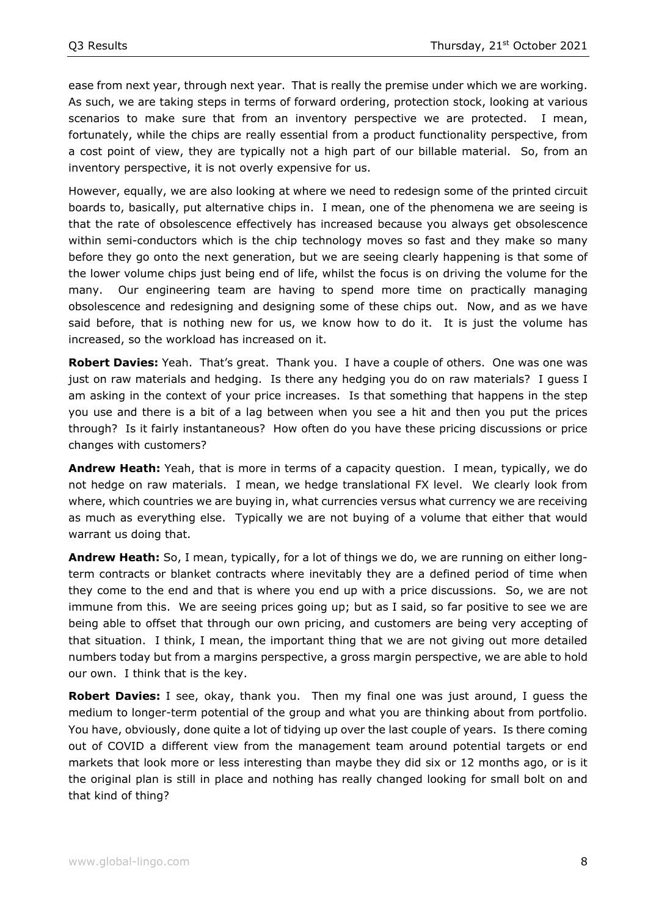ease from next year, through next year. That is really the premise under which we are working. As such, we are taking steps in terms of forward ordering, protection stock, looking at various scenarios to make sure that from an inventory perspective we are protected. I mean, fortunately, while the chips are really essential from a product functionality perspective, from a cost point of view, they are typically not a high part of our billable material. So, from an inventory perspective, it is not overly expensive for us.

However, equally, we are also looking at where we need to redesign some of the printed circuit boards to, basically, put alternative chips in. I mean, one of the phenomena we are seeing is that the rate of obsolescence effectively has increased because you always get obsolescence within semi-conductors which is the chip technology moves so fast and they make so many before they go onto the next generation, but we are seeing clearly happening is that some of the lower volume chips just being end of life, whilst the focus is on driving the volume for the many. Our engineering team are having to spend more time on practically managing obsolescence and redesigning and designing some of these chips out. Now, and as we have said before, that is nothing new for us, we know how to do it. It is just the volume has increased, so the workload has increased on it.

**Robert Davies:** Yeah. That's great. Thank you. I have a couple of others. One was one was just on raw materials and hedging. Is there any hedging you do on raw materials? I guess I am asking in the context of your price increases. Is that something that happens in the step you use and there is a bit of a lag between when you see a hit and then you put the prices through? Is it fairly instantaneous? How often do you have these pricing discussions or price changes with customers?

**Andrew Heath:** Yeah, that is more in terms of a capacity question. I mean, typically, we do not hedge on raw materials. I mean, we hedge translational FX level. We clearly look from where, which countries we are buying in, what currencies versus what currency we are receiving as much as everything else. Typically we are not buying of a volume that either that would warrant us doing that.

**Andrew Heath:** So, I mean, typically, for a lot of things we do, we are running on either long-term contracts or blanket contracts where inevitably they are a defined period of time when they come to the end and that is where you end up with a price discussions. So, we are not immune from this. We are seeing prices going up; but as I said, so far positive to see we are being able to offset that through our own pricing, and customers are being very accepting of that situation. I think, I mean, the important thing that we are not giving out more detailed numbers today but from a margins perspective, a gross margin perspective, we are able to hold our own. I think that is the key.

**Robert Davies:** I see, okay, thank you. Then my final one was just around, I guess the medium to longer-term potential of the group and what you are thinking about from portfolio. You have, obviously, done quite a lot of tidying up over the last couple of years. Is there coming out of COVID a different view from the management team around potential targets or end markets that look more or less interesting than maybe they did six or 12 months ago, or is it the original plan is still in place and nothing has really changed looking for small bolt on and that kind of thing?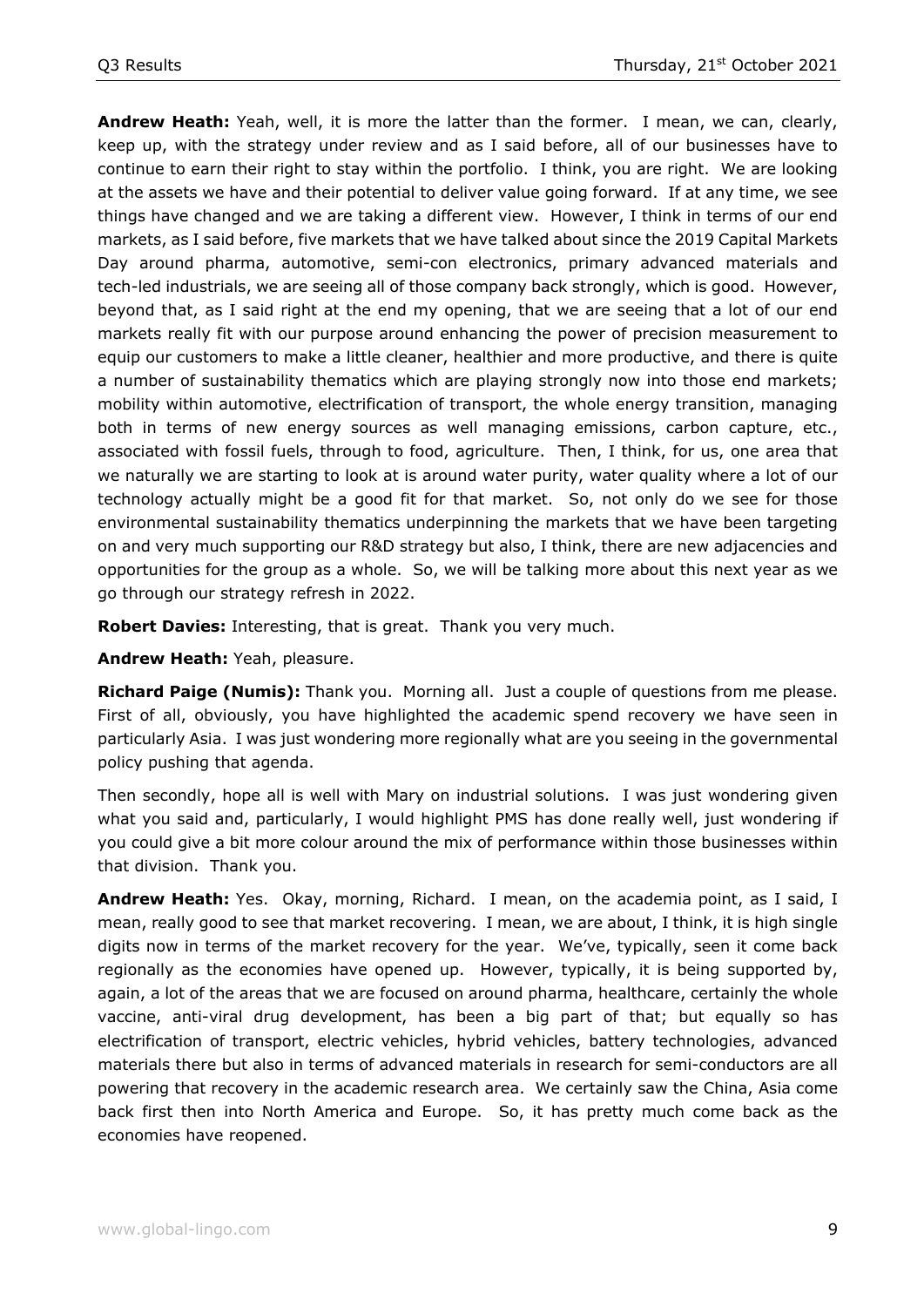**Andrew Heath:** Yeah, well, it is more the latter than the former. I mean, we can, clearly, keep up, with the strategy under review and as I said before, all of our businesses have to continue to earn their right to stay within the portfolio. I think, you are right. We are looking at the assets we have and their potential to deliver value going forward. If at any time, we see things have changed and we are taking a different view. However, I think in terms of our end markets, as I said before, five markets that we have talked about since the 2019 Capital Markets Day around pharma, automotive, semi-con electronics, primary advanced materials and tech-led industrials, we are seeing all of those company back strongly, which is good. However, beyond that, as I said right at the end my opening, that we are seeing that a lot of our end markets really fit with our purpose around enhancing the power of precision measurement to equip our customers to make a little cleaner, healthier and more productive, and there is quite a number of sustainability thematics which are playing strongly now into those end markets; mobility within automotive, electrification of transport, the whole energy transition, managing both in terms of new energy sources as well managing emissions, carbon capture, etc., associated with fossil fuels, through to food, agriculture. Then, I think, for us, one area that we naturally we are starting to look at is around water purity, water quality where a lot of our technology actually might be a good fit for that market. So, not only do we see for those environmental sustainability thematics underpinning the markets that we have been targeting on and very much supporting our R&D strategy but also, I think, there are new adjacencies and opportunities for the group as a whole. So, we will be talking more about this next year as we go through our strategy refresh in 2022.

**Robert Davies:** Interesting, that is great. Thank you very much.

**Andrew Heath:** Yeah, pleasure.

**Richard Paige (Numis):** Thank you. Morning all. Just a couple of questions from me please. First of all, obviously, you have highlighted the academic spend recovery we have seen in particularly Asia. I was just wondering more regionally what are you seeing in the governmental policy pushing that agenda.

Then secondly, hope all is well with Mary on industrial solutions. I was just wondering given what you said and, particularly, I would highlight PMS has done really well, just wondering if you could give a bit more colour around the mix of performance within those businesses within that division. Thank you.

**Andrew Heath:** Yes. Okay, morning, Richard. I mean, on the academia point, as I said, I mean, really good to see that market recovering. I mean, we are about, I think, it is high single digits now in terms of the market recovery for the year. We've, typically, seen it come back regionally as the economies have opened up. However, typically, it is being supported by, again, a lot of the areas that we are focused on around pharma, healthcare, certainly the whole vaccine, anti-viral drug development, has been a big part of that; but equally so has electrification of transport, electric vehicles, hybrid vehicles, battery technologies, advanced materials there but also in terms of advanced materials in research for semi-conductors are all powering that recovery in the academic research area. We certainly saw the China, Asia come back first then into North America and Europe. So, it has pretty much come back as the economies have reopened.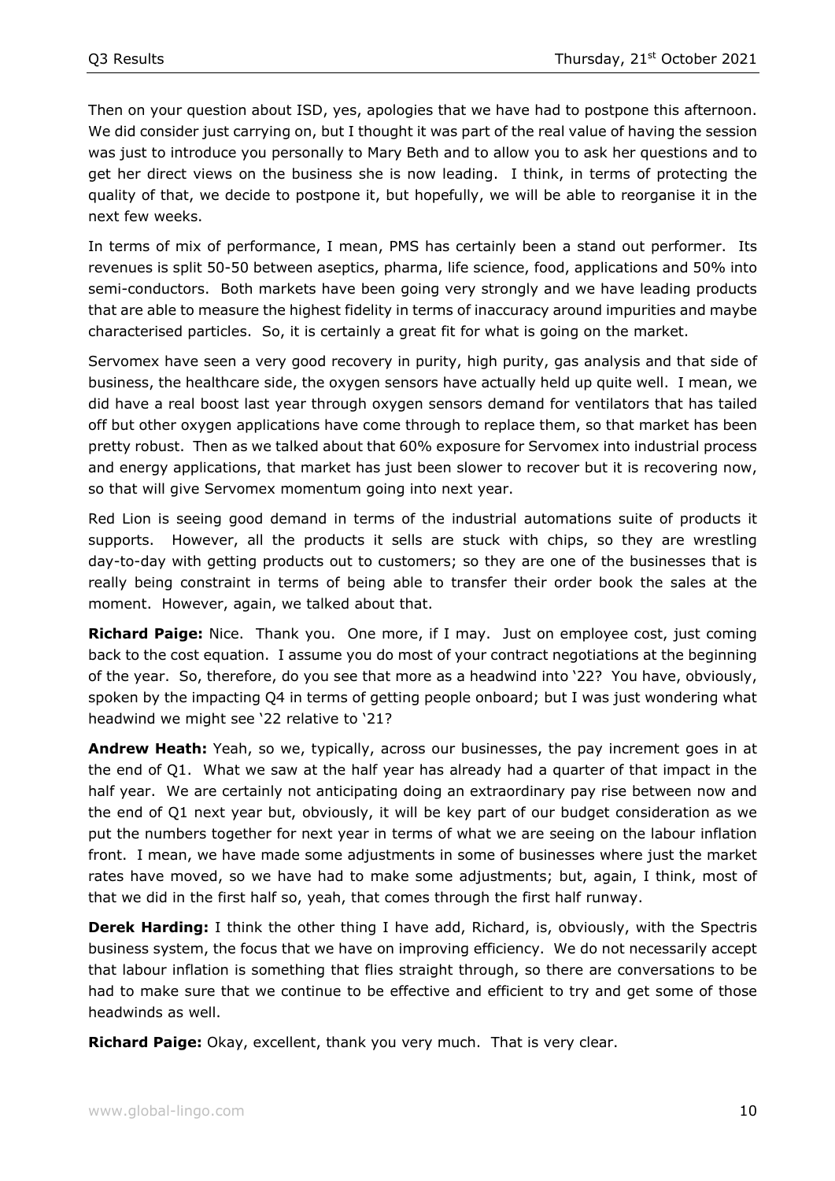Then on your question about ISD, yes, apologies that we have had to postpone this afternoon. We did consider just carrying on, but I thought it was part of the real value of having the session was just to introduce you personally to Mary Beth and to allow you to ask her questions and to get her direct views on the business she is now leading. I think, in terms of protecting the quality of that, we decide to postpone it, but hopefully, we will be able to reorganise it in the next few weeks.

In terms of mix of performance, I mean, PMS has certainly been a stand out performer. Its revenues is split 50-50 between aseptics, pharma, life science, food, applications and 50% into semi-conductors. Both markets have been going very strongly and we have leading products that are able to measure the highest fidelity in terms of inaccuracy around impurities and maybe characterised particles. So, it is certainly a great fit for what is going on the market.

Servomex have seen a very good recovery in purity, high purity, gas analysis and that side of business, the healthcare side, the oxygen sensors have actually held up quite well. I mean, we did have a real boost last year through oxygen sensors demand for ventilators that has tailed off but other oxygen applications have come through to replace them, so that market has been pretty robust. Then as we talked about that 60% exposure for Servomex into industrial process and energy applications, that market has just been slower to recover but it is recovering now, so that will give Servomex momentum going into next year.

Red Lion is seeing good demand in terms of the industrial automations suite of products it supports. However, all the products it sells are stuck with chips, so they are wrestling day-to-day with getting products out to customers; so they are one of the businesses that is really being constraint in terms of being able to transfer their order book the sales at the moment. However, again, we talked about that.

**Richard Paige:** Nice. Thank you. One more, if I may. Just on employee cost, just coming back to the cost equation. I assume you do most of your contract negotiations at the beginning of the year. So, therefore, do you see that more as a headwind into '22? You have, obviously, spoken by the impacting Q4 in terms of getting people onboard; but I was just wondering what headwind we might see '22 relative to '21?

**Andrew Heath:** Yeah, so we, typically, across our businesses, the pay increment goes in at the end of Q1. What we saw at the half year has already had a quarter of that impact in the half year. We are certainly not anticipating doing an extraordinary pay rise between now and the end of Q1 next year but, obviously, it will be key part of our budget consideration as we put the numbers together for next year in terms of what we are seeing on the labour inflation front. I mean, we have made some adjustments in some of businesses where just the market rates have moved, so we have had to make some adjustments; but, again, I think, most of that we did in the first half so, yeah, that comes through the first half runway.

**Derek Harding:** I think the other thing I have add, Richard, is, obviously, with the Spectris business system, the focus that we have on improving efficiency. We do not necessarily accept that labour inflation is something that flies straight through, so there are conversations to be had to make sure that we continue to be effective and efficient to try and get some of those headwinds as well.

**Richard Paige:** Okay, excellent, thank you very much. That is very clear.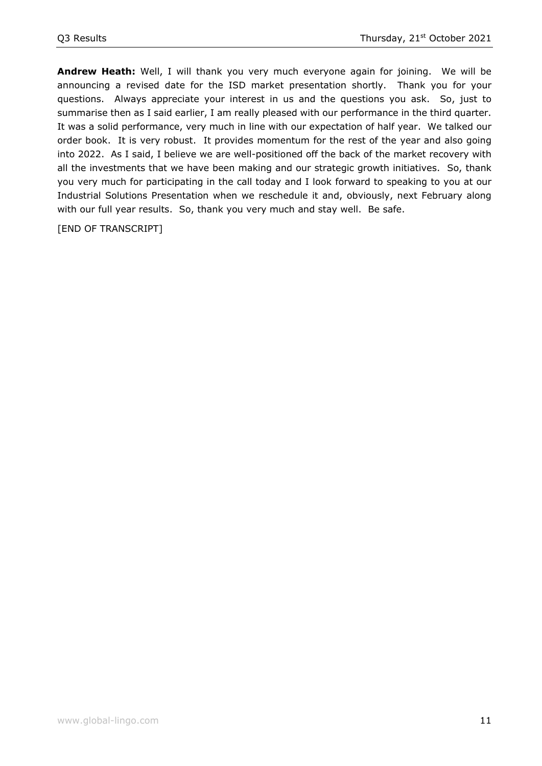**Andrew Heath:** Well, I will thank you very much everyone again for joining. We will be announcing a revised date for the ISD market presentation shortly. Thank you for your questions. Always appreciate your interest in us and the questions you ask. So, just to summarise then as I said earlier, I am really pleased with our performance in the third quarter. It was a solid performance, very much in line with our expectation of half year. We talked our order book. It is very robust. It provides momentum for the rest of the year and also going into 2022. As I said, I believe we are well-positioned off the back of the market recovery with all the investments that we have been making and our strategic growth initiatives. So, thank you very much for participating in the call today and I look forward to speaking to you at our Industrial Solutions Presentation when we reschedule it and, obviously, next February along with our full year results. So, thank you very much and stay well. Be safe.

[END OF TRANSCRIPT]